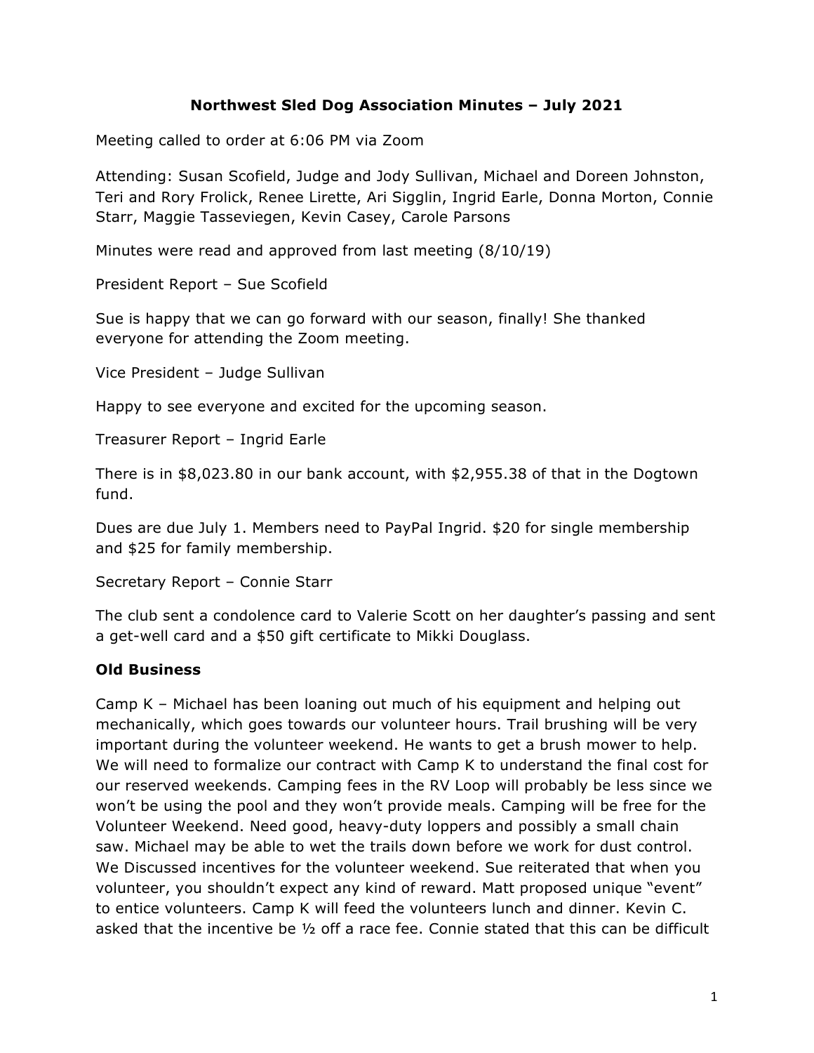# Northwest Sled Dog Association Minutes – July 2021

Meeting called to order at 6:06 PM via Zoom

Attending: Susan Scofield, Judge and Jody Sullivan, Michael and Doreen Johnston, Teri and Rory Frolick, Renee Lirette, Ari Sigglin, Ingrid Earle, Donna Morton, Connie Starr, Maggie Tasseviegen, Kevin Casey, Carole Parsons

Minutes were read and approved from last meeting (8/10/19)

President Report – Sue Scofield

Sue is happy that we can go forward with our season, finally! She thanked everyone for attending the Zoom meeting.

Vice President – Judge Sullivan

Happy to see everyone and excited for the upcoming season.

Treasurer Report – Ingrid Earle

There is in $8,023.80 in our bank account, with $2,955.38 of that in the Dogtown fund.

Dues are due July 1. Members need to PayPal Ingrid. $20 for single membership and $25 for family membership.

Secretary Report – Connie Starr

The club sent a condolence card to Valerie Scott on her daughter's passing and sent a get-well card and a $50 gift certificate to Mikki Douglass.

## Old Business

Camp K – Michael has been loaning out much of his equipment and helping out mechanically, which goes towards our volunteer hours. Trail brushing will be very important during the volunteer weekend. He wants to get a brush mower to help. We will need to formalize our contract with Camp K to understand the final cost for our reserved weekends. Camping fees in the RV Loop will probably be less since we won't be using the pool and they won't provide meals. Camping will be free for the Volunteer Weekend. Need good, heavy-duty loppers and possibly a small chain saw. Michael may be able to wet the trails down before we work for dust control. We Discussed incentives for the volunteer weekend. Sue reiterated that when you volunteer, you shouldn't expect any kind of reward. Matt proposed unique "event" to entice volunteers. Camp K will feed the volunteers lunch and dinner. Kevin C. asked that the incentive be ½ off a race fee. Connie stated that this can be difficult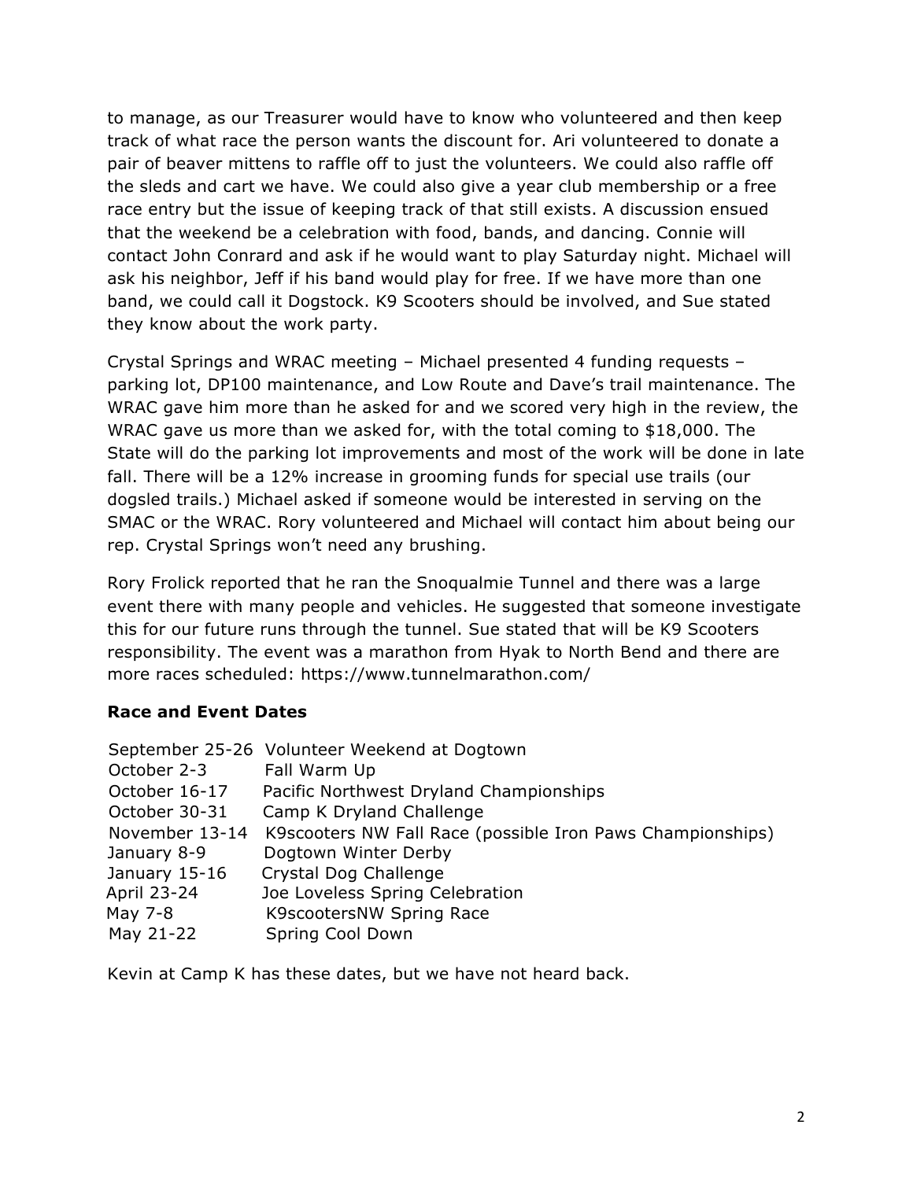to manage, as our Treasurer would have to know who volunteered and then keep track of what race the person wants the discount for. Ari volunteered to donate a pair of beaver mittens to raffle off to just the volunteers. We could also raffle off the sleds and cart we have. We could also give a year club membership or a free race entry but the issue of keeping track of that still exists. A discussion ensued that the weekend be a celebration with food, bands, and dancing. Connie will contact John Conrard and ask if he would want to play Saturday night. Michael will ask his neighbor, Jeff if his band would play for free. If we have more than one band, we could call it Dogstock. K9 Scooters should be involved, and Sue stated they know about the work party.

Crystal Springs and WRAC meeting – Michael presented 4 funding requests – parking lot, DP100 maintenance, and Low Route and Dave's trail maintenance. The WRAC gave him more than he asked for and we scored very high in the review, the WRAC gave us more than we asked for, with the total coming to $18,000. The State will do the parking lot improvements and most of the work will be done in late fall. There will be a 12% increase in grooming funds for special use trails (our dogsled trails.) Michael asked if someone would be interested in serving on the SMAC or the WRAC. Rory volunteered and Michael will contact him about being our rep. Crystal Springs won't need any brushing.

Rory Frolick reported that he ran the Snoqualmie Tunnel and there was a large event there with many people and vehicles. He suggested that someone investigate this for our future runs through the tunnel. Sue stated that will be K9 Scooters responsibility. The event was a marathon from Hyak to North Bend and there are more races scheduled: https://www.tunnelmarathon.com/

**Race and Event Dates**

| | |
|---|---|
| September 25-26 | Volunteer Weekend at Dogtown |
| October 2-3 | Fall Warm Up |
| October 16-17 | Pacific Northwest Dryland Championships |
| October 30-31 | Camp K Dryland Challenge |
| November 13-14 | K9scooters NW Fall Race (possible Iron Paws Championships) |
| January 8-9 | Dogtown Winter Derby |
| January 15-16 | Crystal Dog Challenge |
| April 23-24 | Joe Loveless Spring Celebration |
| May 7-8 | K9scootersNW Spring Race |
| May 21-22 | Spring Cool Down |

Kevin at Camp K has these dates, but we have not heard back.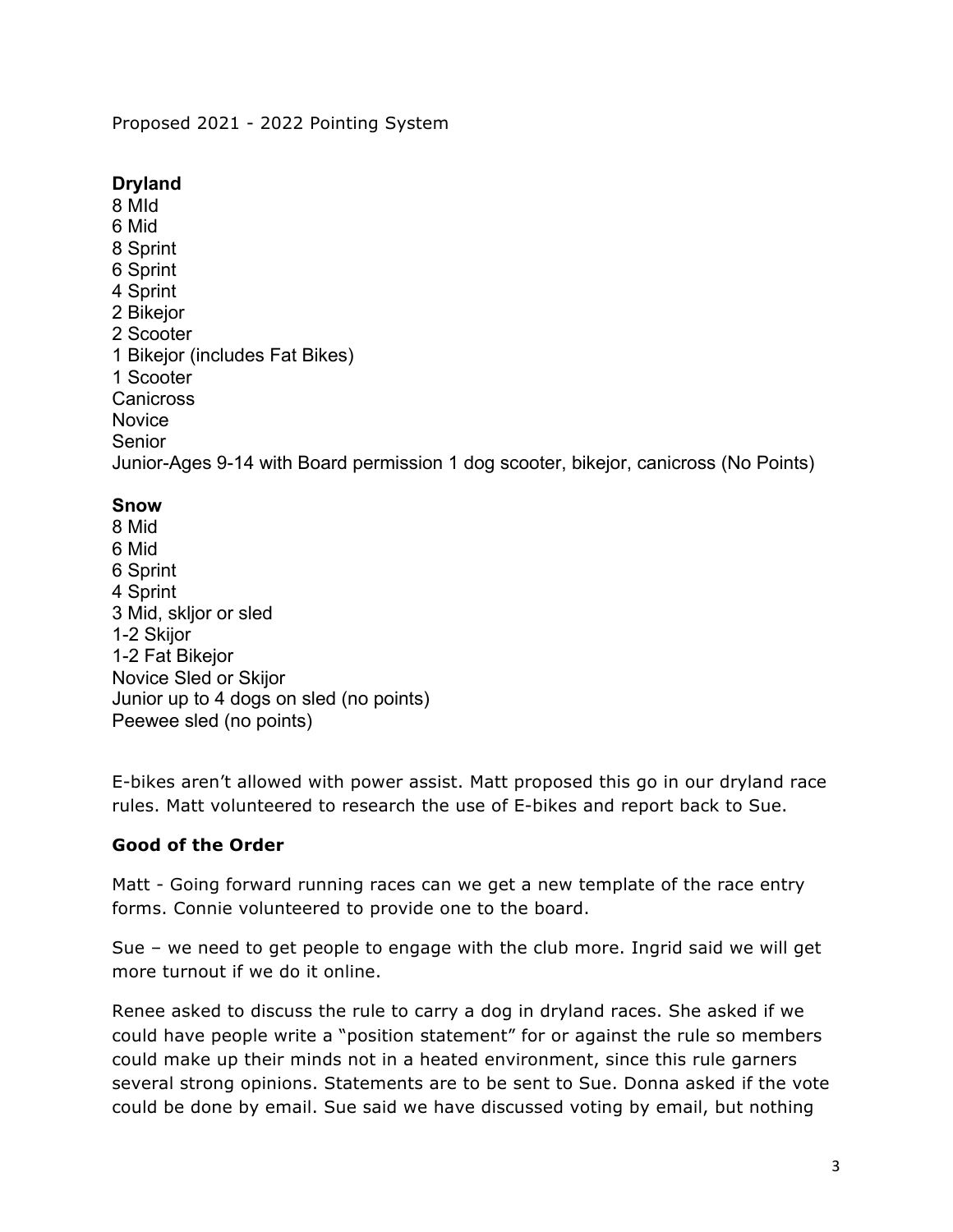Proposed 2021 - 2022 Pointing System

**Dryland**

8 MId  
6 Mid  
8 Sprint  
6 Sprint  
4 Sprint  
2 Bikejor  
2 Scooter  
1 Bikejor (includes Fat Bikes)  
1 Scooter  
Canicross  
Novice  
Senior  
Junior-Ages 9-14 with Board permission 1 dog scooter, bikejor, canicross (No Points)

**Snow**

8 Mid  
6 Mid  
6 Sprint  
4 Sprint  
3 Mid, skljor or sled  
1-2 Skijor  
1-2 Fat Bikejor  
Novice Sled or Skijor  
Junior up to 4 dogs on sled (no points)  
Peewee sled (no points)

E-bikes aren't allowed with power assist. Matt proposed this go in our dryland race rules. Matt volunteered to research the use of E-bikes and report back to Sue.

**Good of the Order**

Matt - Going forward running races can we get a new template of the race entry forms. Connie volunteered to provide one to the board.

Sue – we need to get people to engage with the club more. Ingrid said we will get more turnout if we do it online.

Renee asked to discuss the rule to carry a dog in dryland races. She asked if we could have people write a "position statement" for or against the rule so members could make up their minds not in a heated environment, since this rule garners several strong opinions. Statements are to be sent to Sue. Donna asked if the vote could be done by email. Sue said we have discussed voting by email, but nothing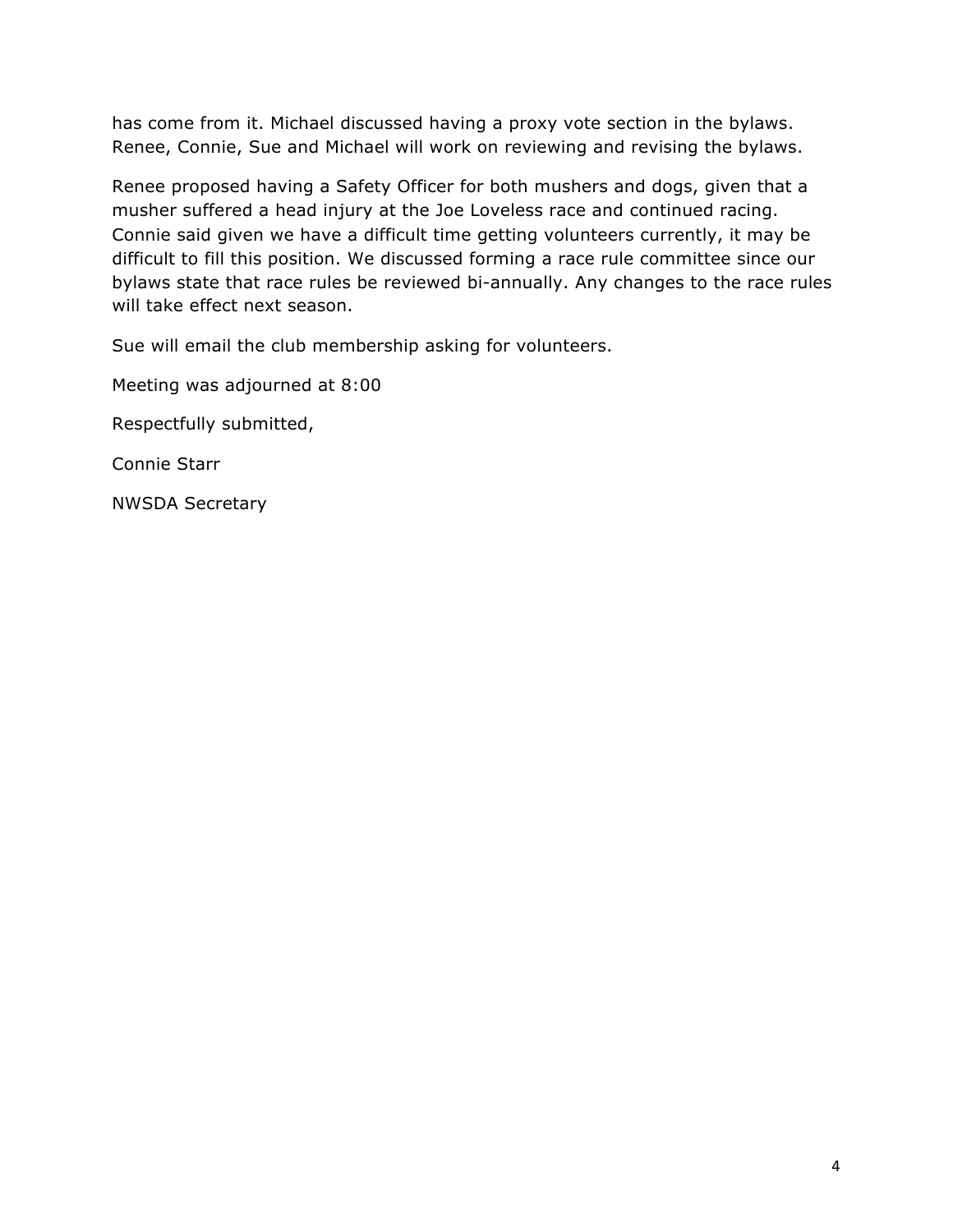has come from it. Michael discussed having a proxy vote section in the bylaws. Renee, Connie, Sue and Michael will work on reviewing and revising the bylaws.

Renee proposed having a Safety Officer for both mushers and dogs, given that a musher suffered a head injury at the Joe Loveless race and continued racing. Connie said given we have a difficult time getting volunteers currently, it may be difficult to fill this position. We discussed forming a race rule committee since our bylaws state that race rules be reviewed bi-annually. Any changes to the race rules will take effect next season.

Sue will email the club membership asking for volunteers.

Meeting was adjourned at 8:00

Respectfully submitted,

Connie Starr

NWSDA Secretary